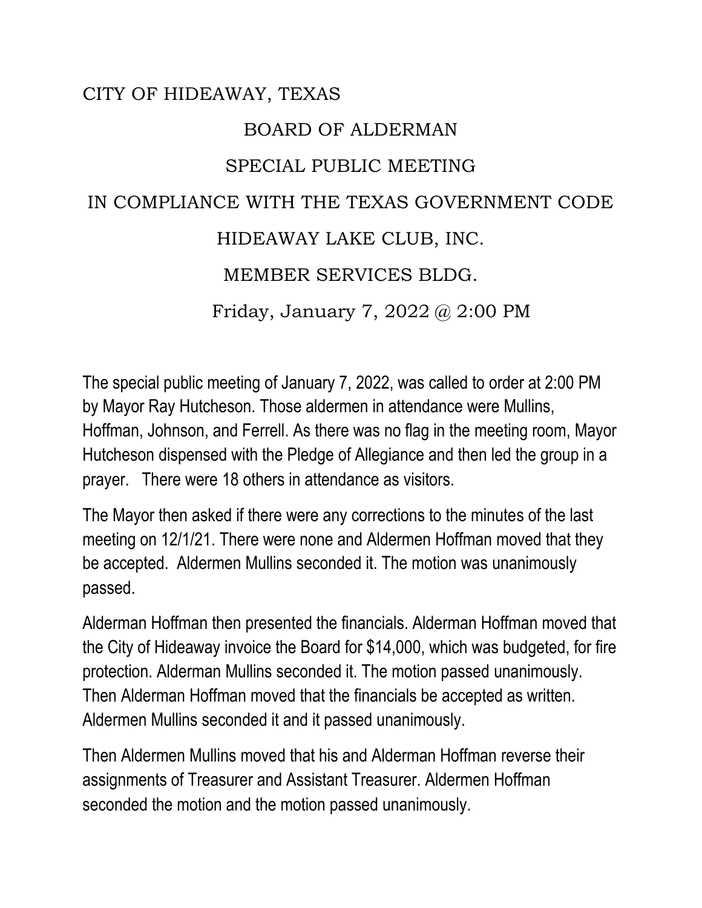CITY OF HIDEAWAY, TEXAS

# BOARD OF ALDERMAN

## SPECIAL PUBLIC MEETING

## IN COMPLIANCE WITH THE TEXAS GOVERNMENT CODE

## HIDEAWAY LAKE CLUB, INC.

## MEMBER SERVICES BLDG.

## Friday, January 7, 2022 @ 2:00 PM

The special public meeting of January 7, 2022, was called to order at 2:00 PM by Mayor Ray Hutcheson. Those aldermen in attendance were Mullins, Hoffman, Johnson, and Ferrell. As there was no flag in the meeting room, Mayor Hutcheson dispensed with the Pledge of Allegiance and then led the group in a prayer. There were 18 others in attendance as visitors.

The Mayor then asked if there were any corrections to the minutes of the last meeting on 12/1/21. There were none and Aldermen Hoffman moved that they be accepted. Aldermen Mullins seconded it. The motion was unanimously passed.

Alderman Hoffman then presented the financials. Alderman Hoffman moved that the City of Hideaway invoice the Board for $14,000, which was budgeted, for fire protection. Alderman Mullins seconded it. The motion passed unanimously. Then Alderman Hoffman moved that the financials be accepted as written. Aldermen Mullins seconded it and it passed unanimously.

Then Aldermen Mullins moved that his and Alderman Hoffman reverse their assignments of Treasurer and Assistant Treasurer. Aldermen Hoffman seconded the motion and the motion passed unanimously.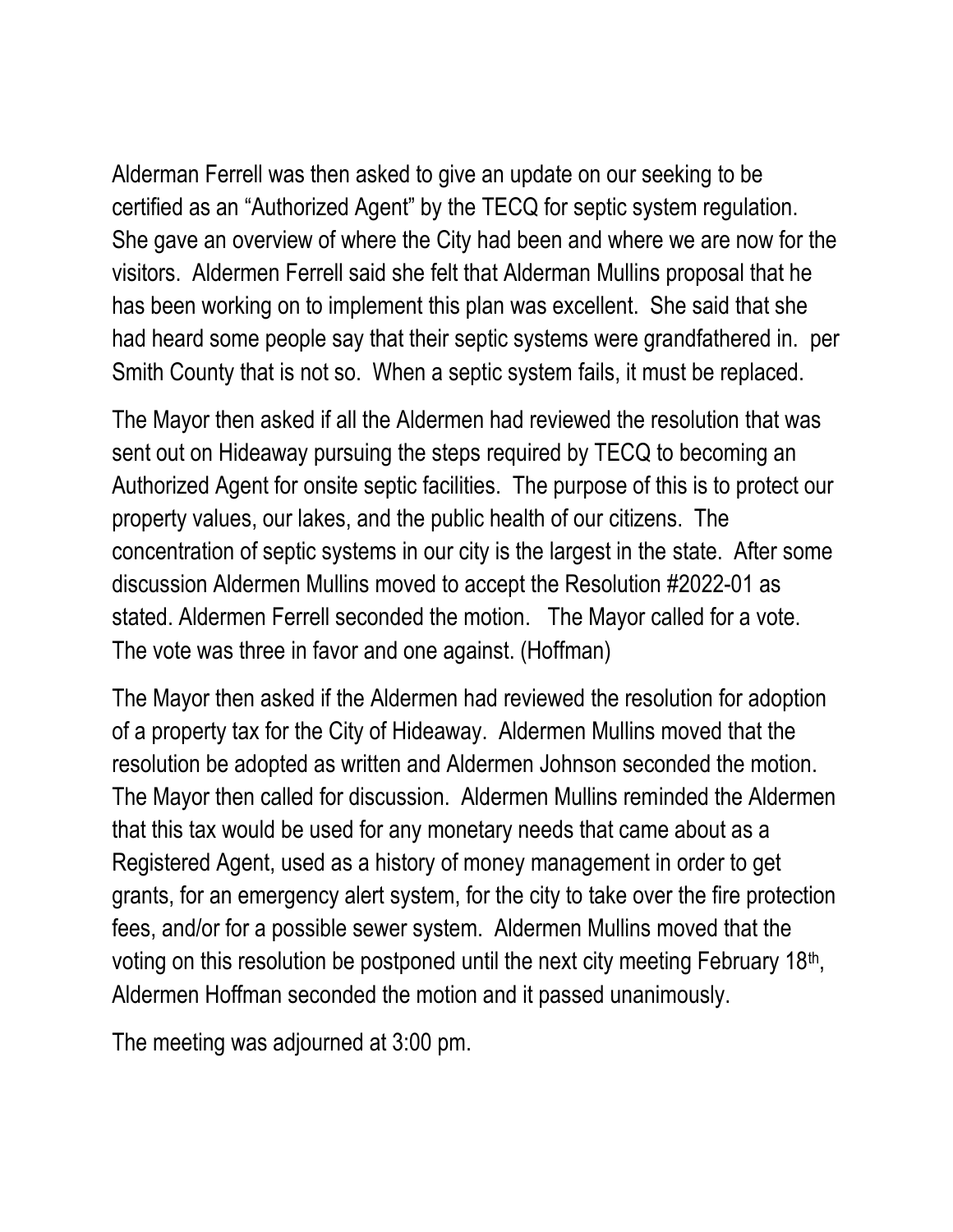Alderman Ferrell was then asked to give an update on our seeking to be certified as an "Authorized Agent" by the TECQ for septic system regulation. She gave an overview of where the City had been and where we are now for the visitors. Aldermen Ferrell said she felt that Alderman Mullins proposal that he has been working on to implement this plan was excellent. She said that she had heard some people say that their septic systems were grandfathered in. per Smith County that is not so. When a septic system fails, it must be replaced.

The Mayor then asked if all the Aldermen had reviewed the resolution that was sent out on Hideaway pursuing the steps required by TECQ to becoming an Authorized Agent for onsite septic facilities. The purpose of this is to protect our property values, our lakes, and the public health of our citizens. The concentration of septic systems in our city is the largest in the state. After some discussion Aldermen Mullins moved to accept the Resolution #2022-01 as stated. Aldermen Ferrell seconded the motion. The Mayor called for a vote. The vote was three in favor and one against. (Hoffman)

The Mayor then asked if the Aldermen had reviewed the resolution for adoption of a property tax for the City of Hideaway. Aldermen Mullins moved that the resolution be adopted as written and Aldermen Johnson seconded the motion. The Mayor then called for discussion. Aldermen Mullins reminded the Aldermen that this tax would be used for any monetary needs that came about as a Registered Agent, used as a history of money management in order to get grants, for an emergency alert system, for the city to take over the fire protection fees, and/or for a possible sewer system. Aldermen Mullins moved that the voting on this resolution be postponed until the next city meeting February 18th, Aldermen Hoffman seconded the motion and it passed unanimously.

The meeting was adjourned at 3:00 pm.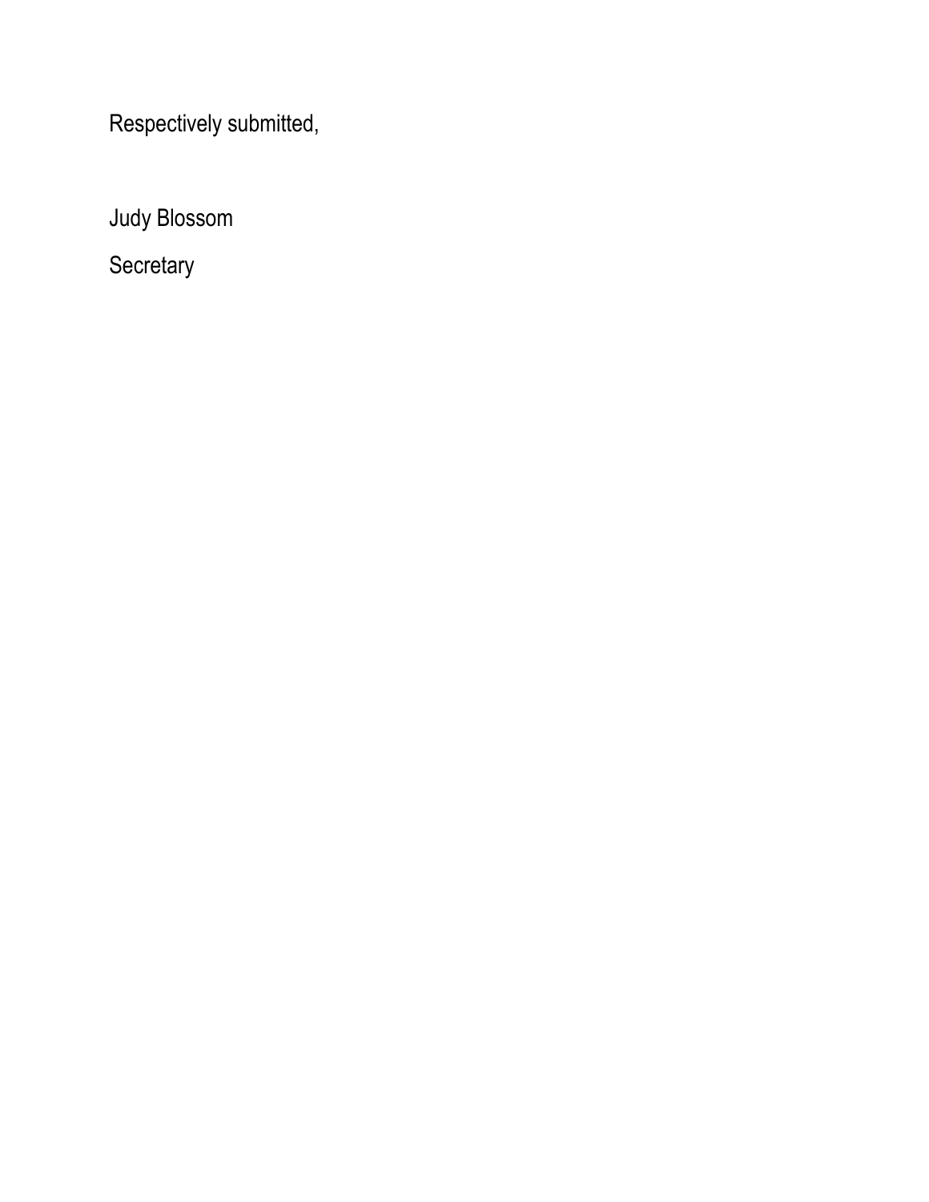Respectively submitted,

Judy Blossom

Secretary